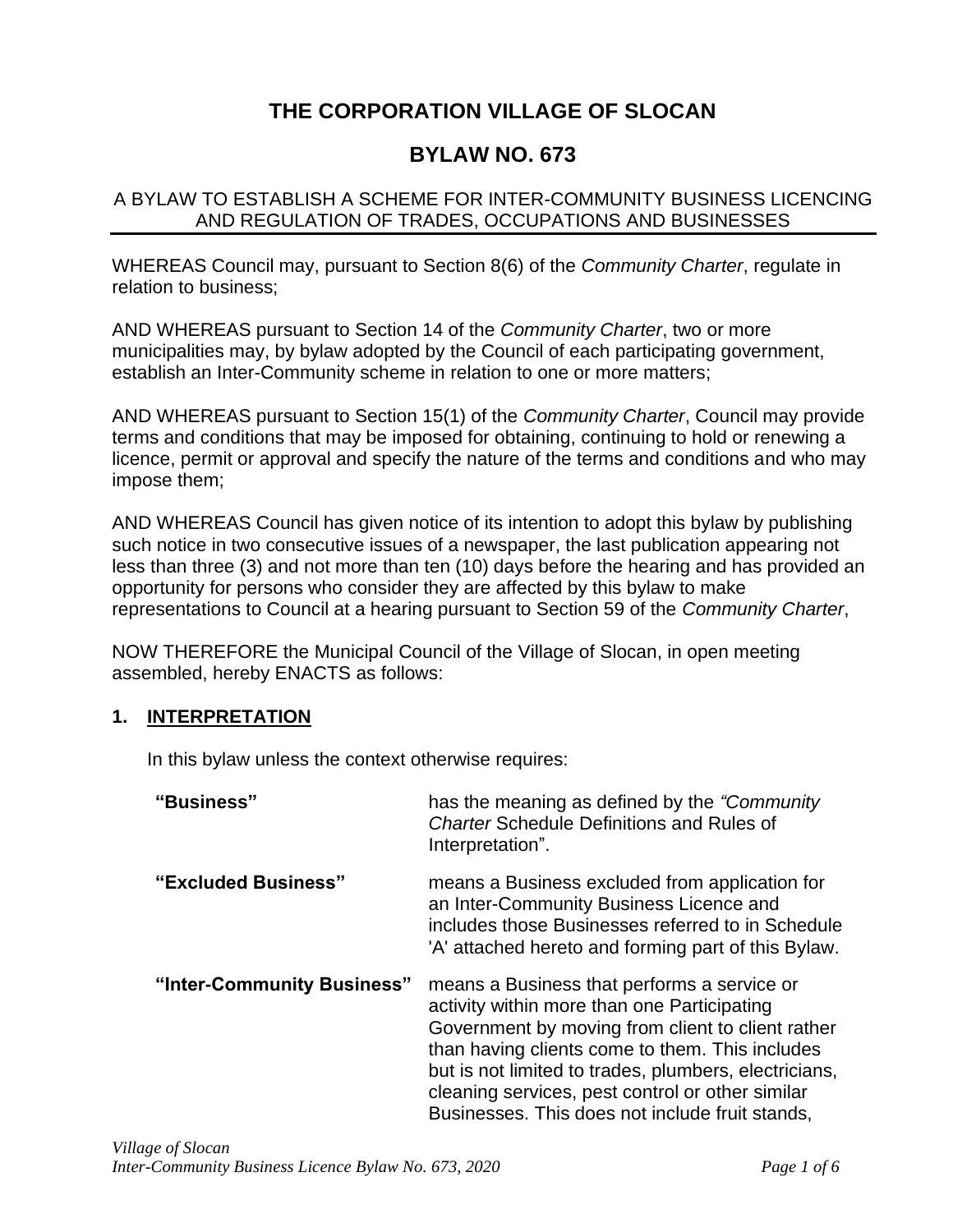# THE CORPORATION VILLAGE OF SLOCAN

## BYLAW NO. 673

### A BYLAW TO ESTABLISH A SCHEME FOR INTER-COMMUNITY BUSINESS LICENCING AND REGULATION OF TRADES, OCCUPATIONS AND BUSINESSES

WHEREAS Council may, pursuant to Section 8(6) of the *Community Charter*, regulate in relation to business;

AND WHEREAS pursuant to Section 14 of the *Community Charter*, two or more municipalities may, by bylaw adopted by the Council of each participating government, establish an Inter-Community scheme in relation to one or more matters;

AND WHEREAS pursuant to Section 15(1) of the *Community Charter*, Council may provide terms and conditions that may be imposed for obtaining, continuing to hold or renewing a licence, permit or approval and specify the nature of the terms and conditions and who may impose them;

AND WHEREAS Council has given notice of its intention to adopt this bylaw by publishing such notice in two consecutive issues of a newspaper, the last publication appearing not less than three (3) and not more than ten (10) days before the hearing and has provided an opportunity for persons who consider they are affected by this bylaw to make representations to Council at a hearing pursuant to Section 59 of the *Community Charter*,

NOW THEREFORE the Municipal Council of the Village of Slocan, in open meeting assembled, hereby ENACTS as follows:

**1. INTERPRETATION**

In this bylaw unless the context otherwise requires:

**"Business"** has the meaning as defined by the *"Community Charter* Schedule Definitions and Rules of Interpretation".

**"Excluded Business"** means a Business excluded from application for an Inter-Community Business Licence and includes those Businesses referred to in Schedule 'A' attached hereto and forming part of this Bylaw.

**"Inter-Community Business"** means a Business that performs a service or activity within more than one Participating Government by moving from client to client rather than having clients come to them. This includes but is not limited to trades, plumbers, electricians, cleaning services, pest control or other similar Businesses. This does not include fruit stands,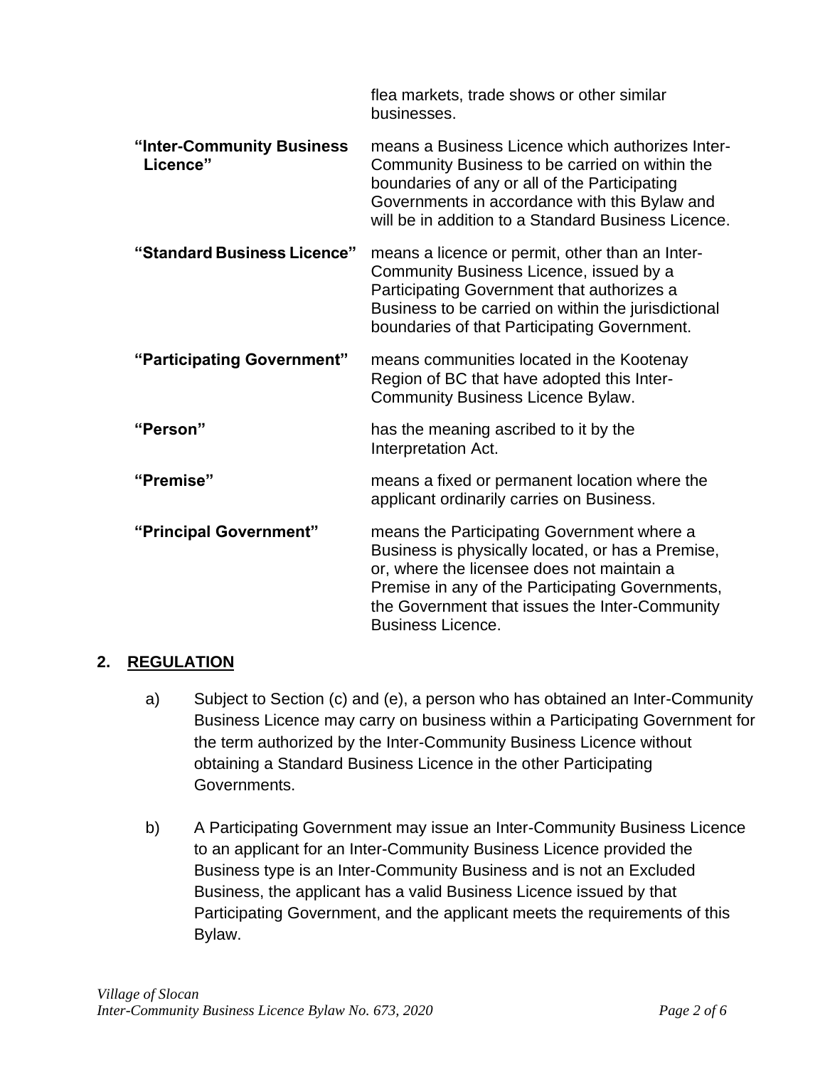flea markets, trade shows or other similar businesses.

**"Inter-Community Business Licence"** means a Business Licence which authorizes Inter-Community Business to be carried on within the boundaries of any or all of the Participating Governments in accordance with this Bylaw and will be in addition to a Standard Business Licence.

**"Standard Business Licence"** means a licence or permit, other than an Inter-Community Business Licence, issued by a Participating Government that authorizes a Business to be carried on within the jurisdictional boundaries of that Participating Government.

**"Participating Government"** means communities located in the Kootenay Region of BC that have adopted this Inter-Community Business Licence Bylaw.

**"Person"** has the meaning ascribed to it by the Interpretation Act.

**"Premise"** means a fixed or permanent location where the applicant ordinarily carries on Business.

**"Principal Government"** means the Participating Government where a Business is physically located, or has a Premise, or, where the licensee does not maintain a Premise in any of the Participating Governments, the Government that issues the Inter-Community Business Licence.

## 2. REGULATION

a) Subject to Section (c) and (e), a person who has obtained an Inter-Community Business Licence may carry on business within a Participating Government for the term authorized by the Inter-Community Business Licence without obtaining a Standard Business Licence in the other Participating Governments.

b) A Participating Government may issue an Inter-Community Business Licence to an applicant for an Inter-Community Business Licence provided the Business type is an Inter-Community Business and is not an Excluded Business, the applicant has a valid Business Licence issued by that Participating Government, and the applicant meets the requirements of this Bylaw.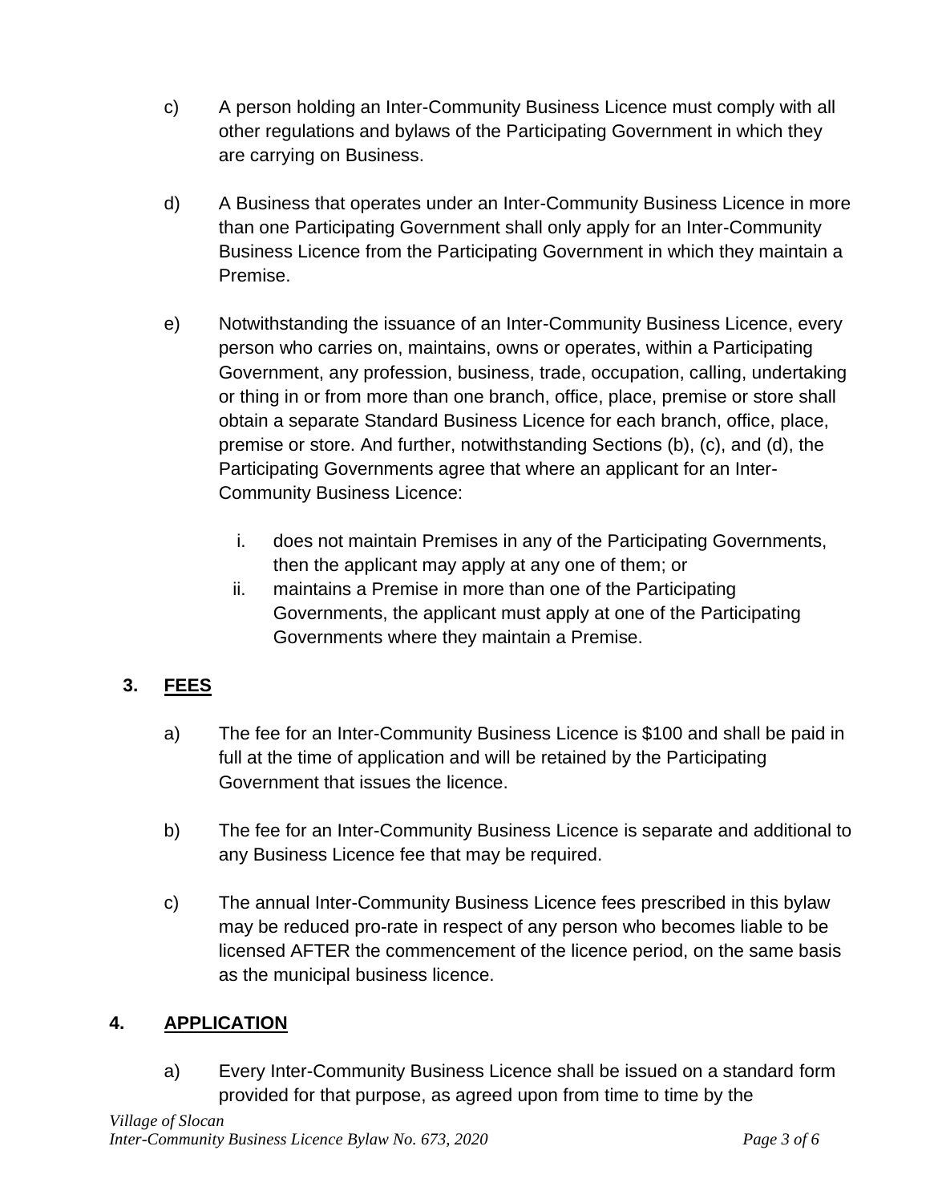c) A person holding an Inter-Community Business Licence must comply with all other regulations and bylaws of the Participating Government in which they are carrying on Business.

d) A Business that operates under an Inter-Community Business Licence in more than one Participating Government shall only apply for an Inter-Community Business Licence from the Participating Government in which they maintain a Premise.

e) Notwithstanding the issuance of an Inter-Community Business Licence, every person who carries on, maintains, owns or operates, within a Participating Government, any profession, business, trade, occupation, calling, undertaking or thing in or from more than one branch, office, place, premise or store shall obtain a separate Standard Business Licence for each branch, office, place, premise or store. And further, notwithstanding Sections (b), (c), and (d), the Participating Governments agree that where an applicant for an Inter-Community Business Licence:

   i. does not maintain Premises in any of the Participating Governments, then the applicant may apply at any one of them; or
   ii. maintains a Premise in more than one of the Participating Governments, the applicant must apply at one of the Participating Governments where they maintain a Premise.

## 3. FEES

a) The fee for an Inter-Community Business Licence is $100 and shall be paid in full at the time of application and will be retained by the Participating Government that issues the licence.

b) The fee for an Inter-Community Business Licence is separate and additional to any Business Licence fee that may be required.

c) The annual Inter-Community Business Licence fees prescribed in this bylaw may be reduced pro-rate in respect of any person who becomes liable to be licensed AFTER the commencement of the licence period, on the same basis as the municipal business licence.

## 4. APPLICATION

a) Every Inter-Community Business Licence shall be issued on a standard form provided for that purpose, as agreed upon from time to time by the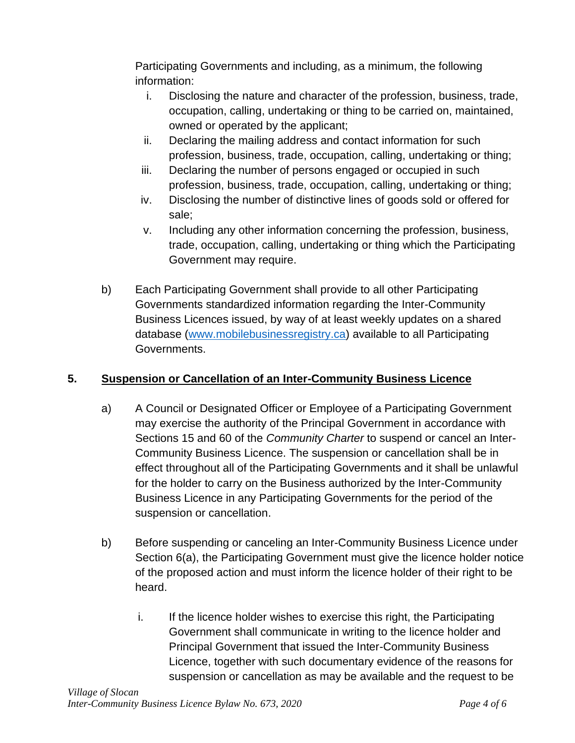Participating Governments and including, as a minimum, the following information:

i. Disclosing the nature and character of the profession, business, trade, occupation, calling, undertaking or thing to be carried on, maintained, owned or operated by the applicant;

ii. Declaring the mailing address and contact information for such profession, business, trade, occupation, calling, undertaking or thing;

iii. Declaring the number of persons engaged or occupied in such profession, business, trade, occupation, calling, undertaking or thing;

iv. Disclosing the number of distinctive lines of goods sold or offered for sale;

v. Including any other information concerning the profession, business, trade, occupation, calling, undertaking or thing which the Participating Government may require.

b) Each Participating Government shall provide to all other Participating Governments standardized information regarding the Inter-Community Business Licences issued, by way of at least weekly updates on a shared database (www.mobilebusinessregistry.ca) available to all Participating Governments.

## 5. Suspension or Cancellation of an Inter-Community Business Licence

a) A Council or Designated Officer or Employee of a Participating Government may exercise the authority of the Principal Government in accordance with Sections 15 and 60 of the *Community Charter* to suspend or cancel an Inter-Community Business Licence. The suspension or cancellation shall be in effect throughout all of the Participating Governments and it shall be unlawful for the holder to carry on the Business authorized by the Inter-Community Business Licence in any Participating Governments for the period of the suspension or cancellation.

b) Before suspending or canceling an Inter-Community Business Licence under Section 6(a), the Participating Government must give the licence holder notice of the proposed action and must inform the licence holder of their right to be heard.

i. If the licence holder wishes to exercise this right, the Participating Government shall communicate in writing to the licence holder and Principal Government that issued the Inter-Community Business Licence, together with such documentary evidence of the reasons for suspension or cancellation as may be available and the request to be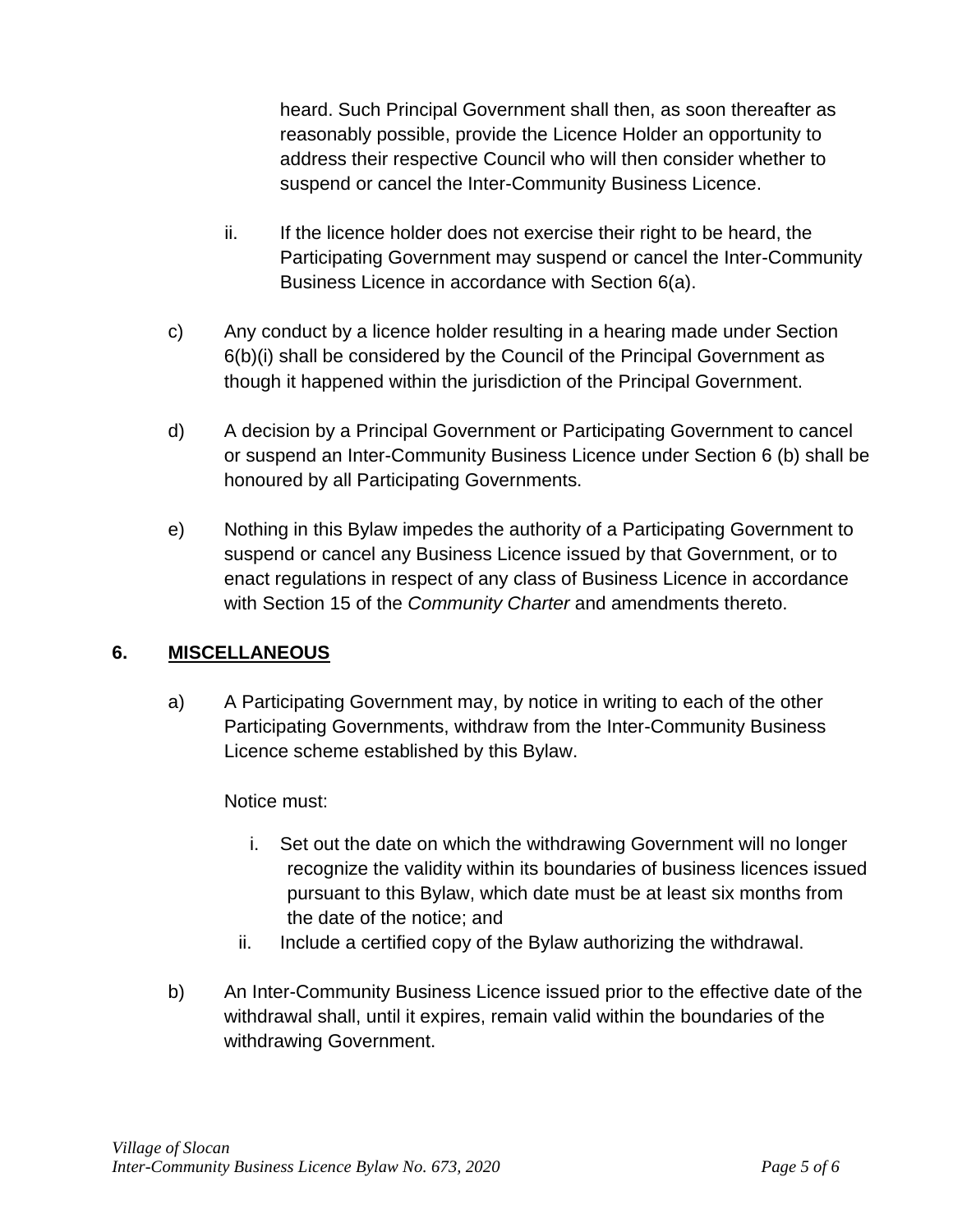heard. Such Principal Government shall then, as soon thereafter as reasonably possible, provide the Licence Holder an opportunity to address their respective Council who will then consider whether to suspend or cancel the Inter-Community Business Licence.

ii. If the licence holder does not exercise their right to be heard, the Participating Government may suspend or cancel the Inter-Community Business Licence in accordance with Section 6(a).

c) Any conduct by a licence holder resulting in a hearing made under Section 6(b)(i) shall be considered by the Council of the Principal Government as though it happened within the jurisdiction of the Principal Government.

d) A decision by a Principal Government or Participating Government to cancel or suspend an Inter-Community Business Licence under Section 6 (b) shall be honoured by all Participating Governments.

e) Nothing in this Bylaw impedes the authority of a Participating Government to suspend or cancel any Business Licence issued by that Government, or to enact regulations in respect of any class of Business Licence in accordance with Section 15 of the *Community Charter* and amendments thereto.

## 6. MISCELLANEOUS

a) A Participating Government may, by notice in writing to each of the other Participating Governments, withdraw from the Inter-Community Business Licence scheme established by this Bylaw.

Notice must:

i. Set out the date on which the withdrawing Government will no longer recognize the validity within its boundaries of business licences issued pursuant to this Bylaw, which date must be at least six months from the date of the notice; and

ii. Include a certified copy of the Bylaw authorizing the withdrawal.

b) An Inter-Community Business Licence issued prior to the effective date of the withdrawal shall, until it expires, remain valid within the boundaries of the withdrawing Government.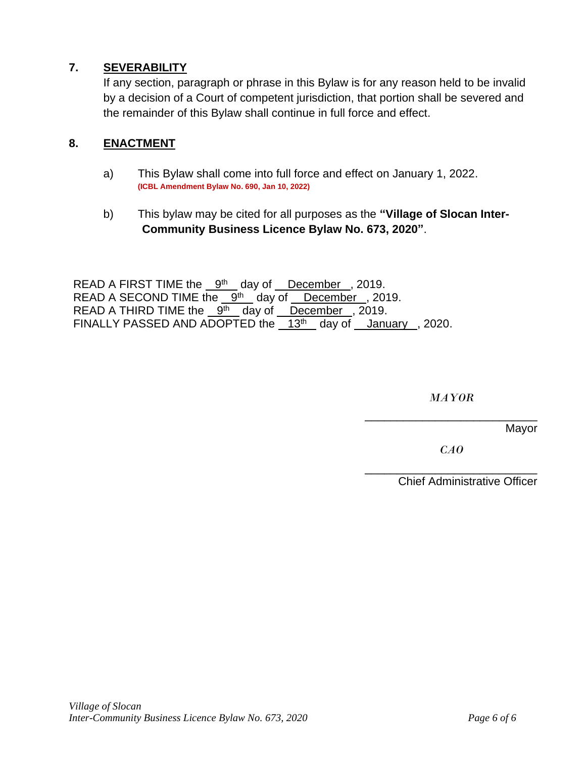## 7. SEVERABILITY

If any section, paragraph or phrase in this Bylaw is for any reason held to be invalid by a decision of a Court of competent jurisdiction, that portion shall be severed and the remainder of this Bylaw shall continue in full force and effect.

## 8. ENACTMENT

a) This Bylaw shall come into full force and effect on January 1, 2022.
**(ICBL Amendment Bylaw No. 690, Jan 10, 2022)**

b) This bylaw may be cited for all purposes as the **"Village of Slocan Inter-Community Business Licence Bylaw No. 673, 2020"**.

READ A FIRST TIME the 9th day of December, 2019.
READ A SECOND TIME the 9th day of December, 2019.
READ A THIRD TIME the 9th day of December, 2019.
FINALLY PASSED AND ADOPTED the 13th day of January, 2020.

*MAYOR*

___________________________
Mayor

*CAO*

___________________________
Chief Administrative Officer